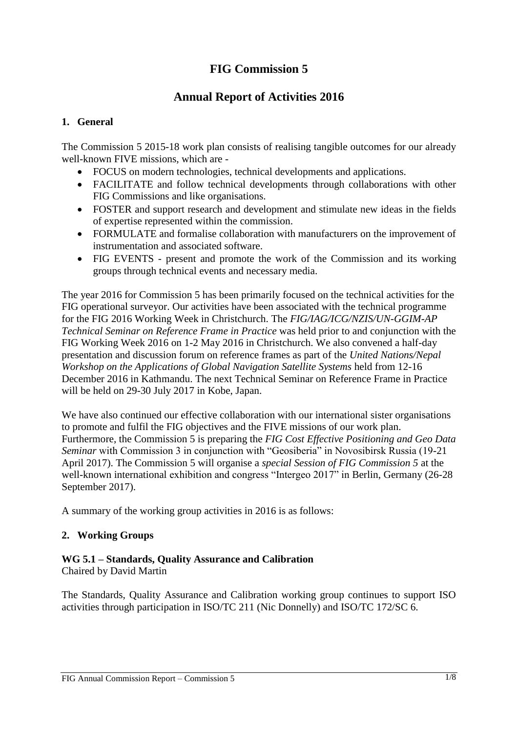# FIG Commission 5

## Annual Report of Activities 2016

### 1. General

The Commission 5 2015-18 work plan consists of realising tangible outcomes for our already well-known FIVE missions, which are -

- FOCUS on modern technologies, technical developments and applications.
- FACILITATE and follow technical developments through collaborations with other FIG Commissions and like organisations.
- FOSTER and support research and development and stimulate new ideas in the fields of expertise represented within the commission.
- FORMULATE and formalise collaboration with manufacturers on the improvement of instrumentation and associated software.
- FIG EVENTS - present and promote the work of the Commission and its working groups through technical events and necessary media.

The year 2016 for Commission 5 has been primarily focused on the technical activities for the FIG operational surveyor. Our activities have been associated with the technical programme for the FIG 2016 Working Week in Christchurch. The *FIG/IAG/ICG/NZIS/UN-GGIM-AP Technical Seminar on Reference Frame in Practice* was held prior to and conjunction with the FIG Working Week 2016 on 1-2 May 2016 in Christchurch. We also convened a half-day presentation and discussion forum on reference frames as part of the *United Nations/Nepal Workshop on the Applications of Global Navigation Satellite Systems* held from 12-16 December 2016 in Kathmandu. The next Technical Seminar on Reference Frame in Practice will be held on 29-30 July 2017 in Kobe, Japan.

We have also continued our effective collaboration with our international sister organisations to promote and fulfil the FIG objectives and the FIVE missions of our work plan. Furthermore, the Commission 5 is preparing the *FIG Cost Effective Positioning and Geo Data Seminar* with Commission 3 in conjunction with "Geosiberia" in Novosibirsk Russia (19-21 April 2017). The Commission 5 will organise a *special Session of FIG Commission 5* at the well-known international exhibition and congress "Intergeo 2017" in Berlin, Germany (26-28 September 2017).

A summary of the working group activities in 2016 is as follows:

### 2. Working Groups

#### WG 5.1 – Standards, Quality Assurance and Calibration

Chaired by David Martin

The Standards, Quality Assurance and Calibration working group continues to support ISO activities through participation in ISO/TC 211 (Nic Donnelly) and ISO/TC 172/SC 6.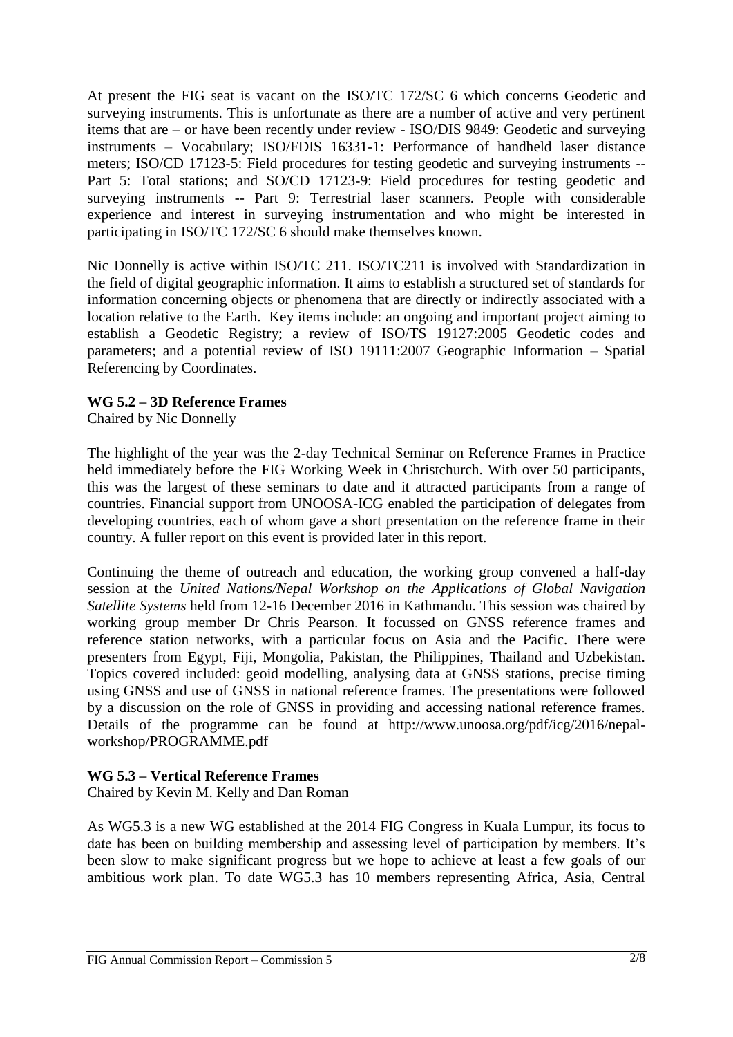At present the FIG seat is vacant on the ISO/TC 172/SC 6 which concerns Geodetic and surveying instruments. This is unfortunate as there are a number of active and very pertinent items that are – or have been recently under review - ISO/DIS 9849: Geodetic and surveying instruments – Vocabulary; ISO/FDIS 16331-1: Performance of handheld laser distance meters; ISO/CD 17123-5: Field procedures for testing geodetic and surveying instruments -- Part 5: Total stations; and SO/CD 17123-9: Field procedures for testing geodetic and surveying instruments -- Part 9: Terrestrial laser scanners. People with considerable experience and interest in surveying instrumentation and who might be interested in participating in ISO/TC 172/SC 6 should make themselves known.

Nic Donnelly is active within ISO/TC 211. ISO/TC211 is involved with Standardization in the field of digital geographic information. It aims to establish a structured set of standards for information concerning objects or phenomena that are directly or indirectly associated with a location relative to the Earth. Key items include: an ongoing and important project aiming to establish a Geodetic Registry; a review of ISO/TS 19127:2005 Geodetic codes and parameters; and a potential review of ISO 19111:2007 Geographic Information – Spatial Referencing by Coordinates.

**WG 5.2 – 3D Reference Frames**

Chaired by Nic Donnelly

The highlight of the year was the 2-day Technical Seminar on Reference Frames in Practice held immediately before the FIG Working Week in Christchurch. With over 50 participants, this was the largest of these seminars to date and it attracted participants from a range of countries. Financial support from UNOOSA-ICG enabled the participation of delegates from developing countries, each of whom gave a short presentation on the reference frame in their country. A fuller report on this event is provided later in this report.

Continuing the theme of outreach and education, the working group convened a half-day session at the *United Nations/Nepal Workshop on the Applications of Global Navigation Satellite Systems* held from 12-16 December 2016 in Kathmandu. This session was chaired by working group member Dr Chris Pearson. It focussed on GNSS reference frames and reference station networks, with a particular focus on Asia and the Pacific. There were presenters from Egypt, Fiji, Mongolia, Pakistan, the Philippines, Thailand and Uzbekistan. Topics covered included: geoid modelling, analysing data at GNSS stations, precise timing using GNSS and use of GNSS in national reference frames. The presentations were followed by a discussion on the role of GNSS in providing and accessing national reference frames. Details of the programme can be found at http://www.unoosa.org/pdf/icg/2016/nepal-workshop/PROGRAMME.pdf

**WG 5.3 – Vertical Reference Frames**

Chaired by Kevin M. Kelly and Dan Roman

As WG5.3 is a new WG established at the 2014 FIG Congress in Kuala Lumpur, its focus to date has been on building membership and assessing level of participation by members. It's been slow to make significant progress but we hope to achieve at least a few goals of our ambitious work plan. To date WG5.3 has 10 members representing Africa, Asia, Central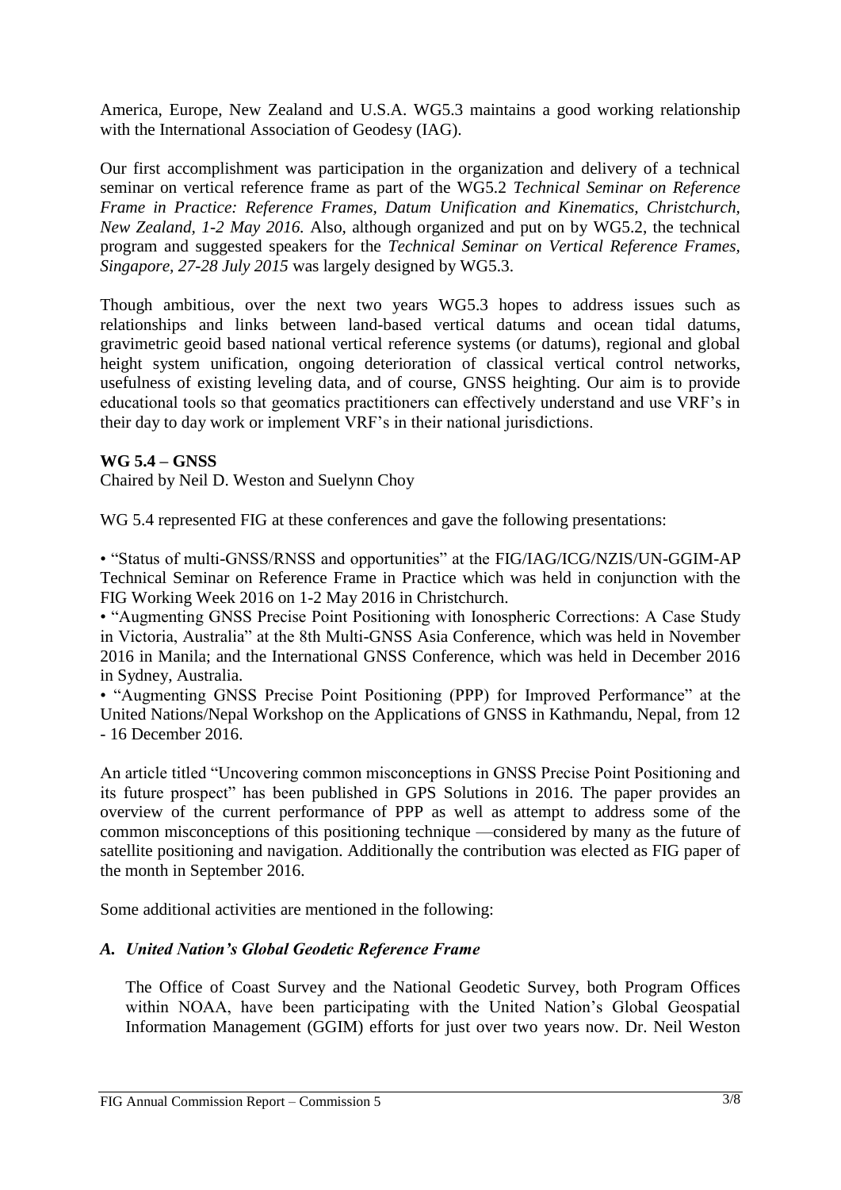America, Europe, New Zealand and U.S.A. WG5.3 maintains a good working relationship with the International Association of Geodesy (IAG).

Our first accomplishment was participation in the organization and delivery of a technical seminar on vertical reference frame as part of the WG5.2 *Technical Seminar on Reference Frame in Practice: Reference Frames, Datum Unification and Kinematics, Christchurch, New Zealand, 1-2 May 2016.* Also, although organized and put on by WG5.2, the technical program and suggested speakers for the *Technical Seminar on Vertical Reference Frames, Singapore, 27-28 July 2015* was largely designed by WG5.3.

Though ambitious, over the next two years WG5.3 hopes to address issues such as relationships and links between land-based vertical datums and ocean tidal datums, gravimetric geoid based national vertical reference systems (or datums), regional and global height system unification, ongoing deterioration of classical vertical control networks, usefulness of existing leveling data, and of course, GNSS heighting. Our aim is to provide educational tools so that geomatics practitioners can effectively understand and use VRF's in their day to day work or implement VRF's in their national jurisdictions.

**WG 5.4 – GNSS**

Chaired by Neil D. Weston and Suelynn Choy

WG 5.4 represented FIG at these conferences and gave the following presentations:

- "Status of multi-GNSS/RNSS and opportunities" at the FIG/IAG/ICG/NZIS/UN-GGIM-AP Technical Seminar on Reference Frame in Practice which was held in conjunction with the FIG Working Week 2016 on 1-2 May 2016 in Christchurch.
- "Augmenting GNSS Precise Point Positioning with Ionospheric Corrections: A Case Study in Victoria, Australia" at the 8th Multi-GNSS Asia Conference, which was held in November 2016 in Manila; and the International GNSS Conference, which was held in December 2016 in Sydney, Australia.
- "Augmenting GNSS Precise Point Positioning (PPP) for Improved Performance" at the United Nations/Nepal Workshop on the Applications of GNSS in Kathmandu, Nepal, from 12 - 16 December 2016.

An article titled "Uncovering common misconceptions in GNSS Precise Point Positioning and its future prospect" has been published in GPS Solutions in 2016. The paper provides an overview of the current performance of PPP as well as attempt to address some of the common misconceptions of this positioning technique —considered by many as the future of satellite positioning and navigation. Additionally the contribution was elected as FIG paper of the month in September 2016.

Some additional activities are mentioned in the following:

### *A. United Nation's Global Geodetic Reference Frame*

The Office of Coast Survey and the National Geodetic Survey, both Program Offices within NOAA, have been participating with the United Nation's Global Geospatial Information Management (GGIM) efforts for just over two years now. Dr. Neil Weston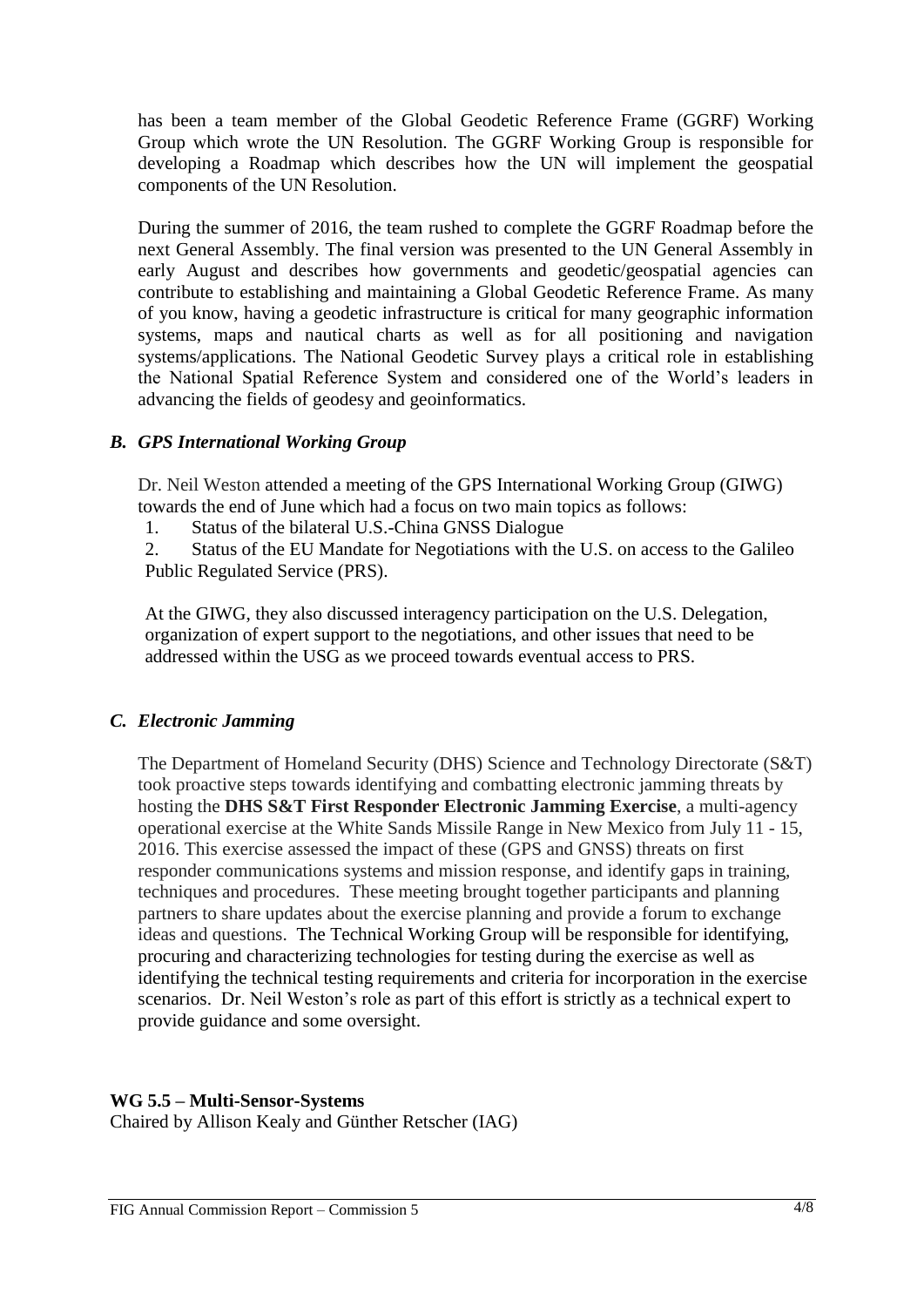has been a team member of the Global Geodetic Reference Frame (GGRF) Working Group which wrote the UN Resolution. The GGRF Working Group is responsible for developing a Roadmap which describes how the UN will implement the geospatial components of the UN Resolution.

During the summer of 2016, the team rushed to complete the GGRF Roadmap before the next General Assembly. The final version was presented to the UN General Assembly in early August and describes how governments and geodetic/geospatial agencies can contribute to establishing and maintaining a Global Geodetic Reference Frame. As many of you know, having a geodetic infrastructure is critical for many geographic information systems, maps and nautical charts as well as for all positioning and navigation systems/applications. The National Geodetic Survey plays a critical role in establishing the National Spatial Reference System and considered one of the World's leaders in advancing the fields of geodesy and geoinformatics.

### *B. GPS International Working Group*

Dr. Neil Weston attended a meeting of the GPS International Working Group (GIWG) towards the end of June which had a focus on two main topics as follows:

1. Status of the bilateral U.S.-China GNSS Dialogue
2. Status of the EU Mandate for Negotiations with the U.S. on access to the Galileo Public Regulated Service (PRS).

At the GIWG, they also discussed interagency participation on the U.S. Delegation, organization of expert support to the negotiations, and other issues that need to be addressed within the USG as we proceed towards eventual access to PRS.

### *C. Electronic Jamming*

The Department of Homeland Security (DHS) Science and Technology Directorate (S&T) took proactive steps towards identifying and combatting electronic jamming threats by hosting the **DHS S&T First Responder Electronic Jamming Exercise**, a multi-agency operational exercise at the White Sands Missile Range in New Mexico from July 11 - 15, 2016. This exercise assessed the impact of these (GPS and GNSS) threats on first responder communications systems and mission response, and identify gaps in training, techniques and procedures. These meeting brought together participants and planning partners to share updates about the exercise planning and provide a forum to exchange ideas and questions. The Technical Working Group will be responsible for identifying, procuring and characterizing technologies for testing during the exercise as well as identifying the technical testing requirements and criteria for incorporation in the exercise scenarios. Dr. Neil Weston's role as part of this effort is strictly as a technical expert to provide guidance and some oversight.

**WG 5.5 – Multi-Sensor-Systems**
Chaired by Allison Kealy and Günther Retscher (IAG)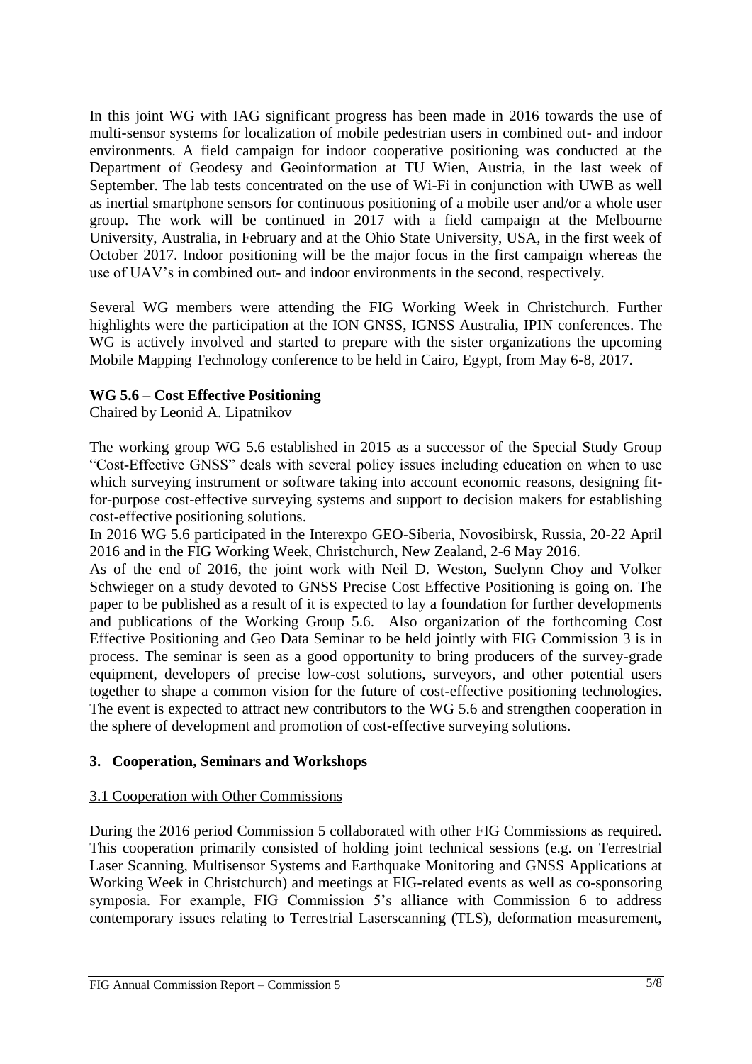In this joint WG with IAG significant progress has been made in 2016 towards the use of multi-sensor systems for localization of mobile pedestrian users in combined out- and indoor environments. A field campaign for indoor cooperative positioning was conducted at the Department of Geodesy and Geoinformation at TU Wien, Austria, in the last week of September. The lab tests concentrated on the use of Wi-Fi in conjunction with UWB as well as inertial smartphone sensors for continuous positioning of a mobile user and/or a whole user group. The work will be continued in 2017 with a field campaign at the Melbourne University, Australia, in February and at the Ohio State University, USA, in the first week of October 2017. Indoor positioning will be the major focus in the first campaign whereas the use of UAV's in combined out- and indoor environments in the second, respectively.

Several WG members were attending the FIG Working Week in Christchurch. Further highlights were the participation at the ION GNSS, IGNSS Australia, IPIN conferences. The WG is actively involved and started to prepare with the sister organizations the upcoming Mobile Mapping Technology conference to be held in Cairo, Egypt, from May 6-8, 2017.

**WG 5.6 – Cost Effective Positioning**

Chaired by Leonid A. Lipatnikov

The working group WG 5.6 established in 2015 as a successor of the Special Study Group "Cost-Effective GNSS" deals with several policy issues including education on when to use which surveying instrument or software taking into account economic reasons, designing fit-for-purpose cost-effective surveying systems and support to decision makers for establishing cost-effective positioning solutions.

In 2016 WG 5.6 participated in the Interexpo GEO-Siberia, Novosibirsk, Russia, 20-22 April 2016 and in the FIG Working Week, Christchurch, New Zealand, 2-6 May 2016.

As of the end of 2016, the joint work with Neil D. Weston, Suelynn Choy and Volker Schwieger on a study devoted to GNSS Precise Cost Effective Positioning is going on. The paper to be published as a result of it is expected to lay a foundation for further developments and publications of the Working Group 5.6. Also organization of the forthcoming Cost Effective Positioning and Geo Data Seminar to be held jointly with FIG Commission 3 is in process. The seminar is seen as a good opportunity to bring producers of the survey-grade equipment, developers of precise low-cost solutions, surveyors, and other potential users together to shape a common vision for the future of cost-effective positioning technologies. The event is expected to attract new contributors to the WG 5.6 and strengthen cooperation in the sphere of development and promotion of cost-effective surveying solutions.

## 3. Cooperation, Seminars and Workshops

### 3.1 Cooperation with Other Commissions

During the 2016 period Commission 5 collaborated with other FIG Commissions as required. This cooperation primarily consisted of holding joint technical sessions (e.g. on Terrestrial Laser Scanning, Multisensor Systems and Earthquake Monitoring and GNSS Applications at Working Week in Christchurch) and meetings at FIG-related events as well as co-sponsoring symposia. For example, FIG Commission 5's alliance with Commission 6 to address contemporary issues relating to Terrestrial Laserscanning (TLS), deformation measurement,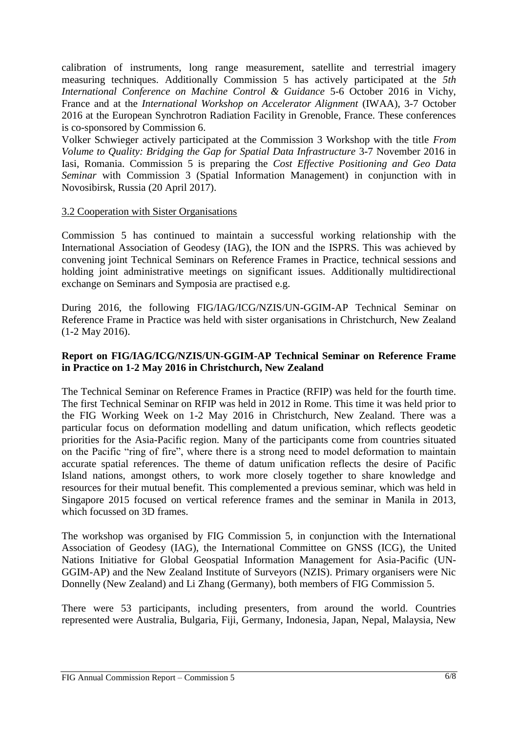calibration of instruments, long range measurement, satellite and terrestrial imagery measuring techniques. Additionally Commission 5 has actively participated at the *5th International Conference on Machine Control & Guidance* 5-6 October 2016 in Vichy, France and at the *International Workshop on Accelerator Alignment* (IWAA), 3-7 October 2016 at the European Synchrotron Radiation Facility in Grenoble, France. These conferences is co-sponsored by Commission 6.

Volker Schwieger actively participated at the Commission 3 Workshop with the title *From Volume to Quality: Bridging the Gap for Spatial Data Infrastructure* 3-7 November 2016 in Iasi, Romania. Commission 5 is preparing the *Cost Effective Positioning and Geo Data Seminar* with Commission 3 (Spatial Information Management) in conjunction with in Novosibirsk, Russia (20 April 2017).

### 3.2 Cooperation with Sister Organisations

Commission 5 has continued to maintain a successful working relationship with the International Association of Geodesy (IAG), the ION and the ISPRS. This was achieved by convening joint Technical Seminars on Reference Frames in Practice, technical sessions and holding joint administrative meetings on significant issues. Additionally multidirectional exchange on Seminars and Symposia are practised e.g.

During 2016, the following FIG/IAG/ICG/NZIS/UN-GGIM-AP Technical Seminar on Reference Frame in Practice was held with sister organisations in Christchurch, New Zealand (1-2 May 2016).

**Report on FIG/IAG/ICG/NZIS/UN-GGIM-AP Technical Seminar on Reference Frame in Practice on 1-2 May 2016 in Christchurch, New Zealand**

The Technical Seminar on Reference Frames in Practice (RFIP) was held for the fourth time. The first Technical Seminar on RFIP was held in 2012 in Rome. This time it was held prior to the FIG Working Week on 1-2 May 2016 in Christchurch, New Zealand. There was a particular focus on deformation modelling and datum unification, which reflects geodetic priorities for the Asia-Pacific region. Many of the participants come from countries situated on the Pacific "ring of fire", where there is a strong need to model deformation to maintain accurate spatial references. The theme of datum unification reflects the desire of Pacific Island nations, amongst others, to work more closely together to share knowledge and resources for their mutual benefit. This complemented a previous seminar, which was held in Singapore 2015 focused on vertical reference frames and the seminar in Manila in 2013, which focussed on 3D frames.

The workshop was organised by FIG Commission 5, in conjunction with the International Association of Geodesy (IAG), the International Committee on GNSS (ICG), the United Nations Initiative for Global Geospatial Information Management for Asia-Pacific (UN-GGIM-AP) and the New Zealand Institute of Surveyors (NZIS). Primary organisers were Nic Donnelly (New Zealand) and Li Zhang (Germany), both members of FIG Commission 5.

There were 53 participants, including presenters, from around the world. Countries represented were Australia, Bulgaria, Fiji, Germany, Indonesia, Japan, Nepal, Malaysia, New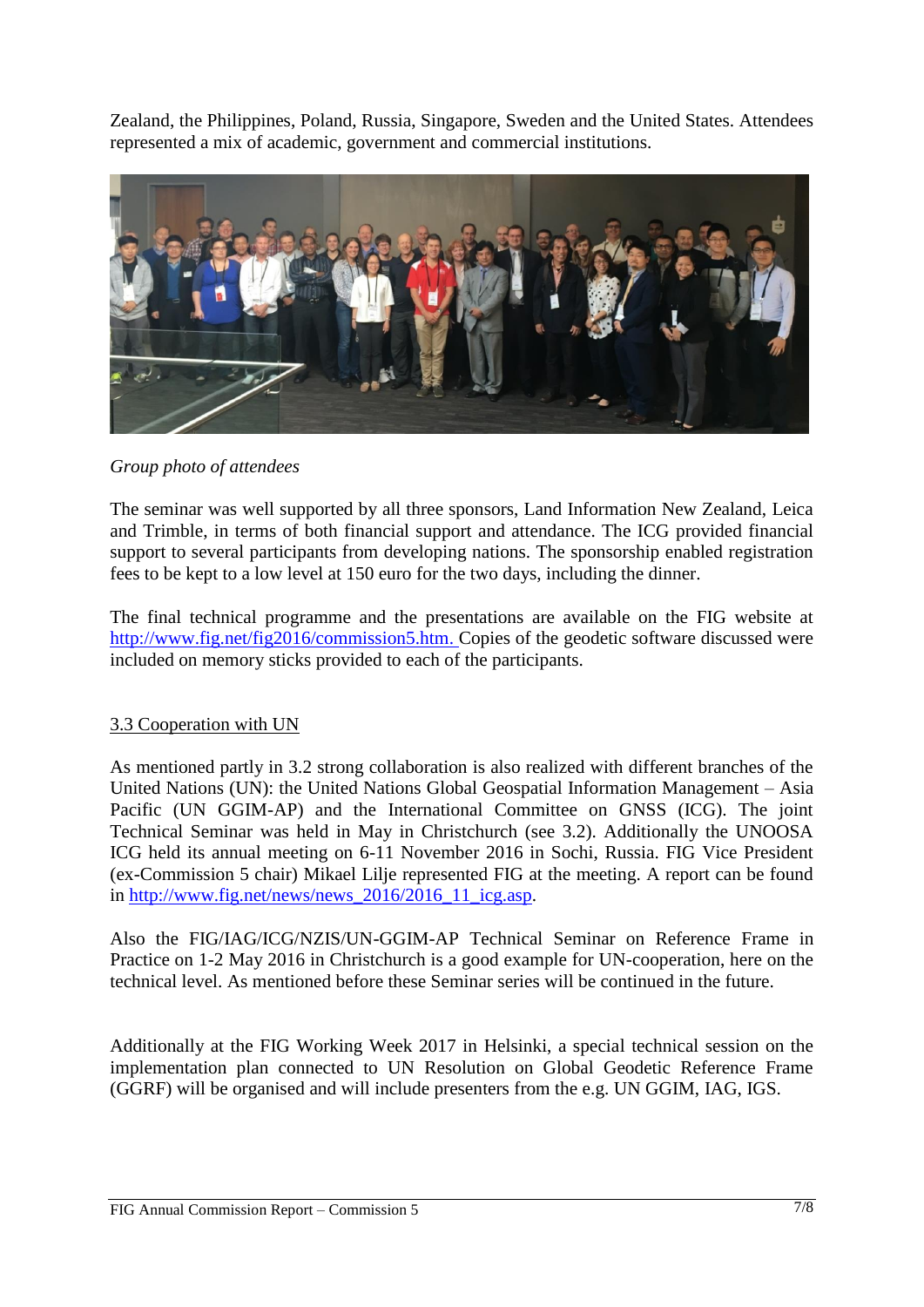Zealand, the Philippines, Poland, Russia, Singapore, Sweden and the United States. Attendees represented a mix of academic, government and commercial institutions.

*Group photo of attendees*

The seminar was well supported by all three sponsors, Land Information New Zealand, Leica and Trimble, in terms of both financial support and attendance. The ICG provided financial support to several participants from developing nations. The sponsorship enabled registration fees to be kept to a low level at 150 euro for the two days, including the dinner.

The final technical programme and the presentations are available on the FIG website at http://www.fig.net/fig2016/commission5.htm. Copies of the geodetic software discussed were included on memory sticks provided to each of the participants.

## 3.3 Cooperation with UN

As mentioned partly in 3.2 strong collaboration is also realized with different branches of the United Nations (UN): the United Nations Global Geospatial Information Management – Asia Pacific (UN GGIM-AP) and the International Committee on GNSS (ICG). The joint Technical Seminar was held in May in Christchurch (see 3.2). Additionally the UNOOSA ICG held its annual meeting on 6-11 November 2016 in Sochi, Russia. FIG Vice President (ex-Commission 5 chair) Mikael Lilje represented FIG at the meeting. A report can be found in http://www.fig.net/news/news_2016/2016_11_icg.asp.

Also the FIG/IAG/ICG/NZIS/UN-GGIM-AP Technical Seminar on Reference Frame in Practice on 1-2 May 2016 in Christchurch is a good example for UN-cooperation, here on the technical level. As mentioned before these Seminar series will be continued in the future.

Additionally at the FIG Working Week 2017 in Helsinki, a special technical session on the implementation plan connected to UN Resolution on Global Geodetic Reference Frame (GGRF) will be organised and will include presenters from the e.g. UN GGIM, IAG, IGS.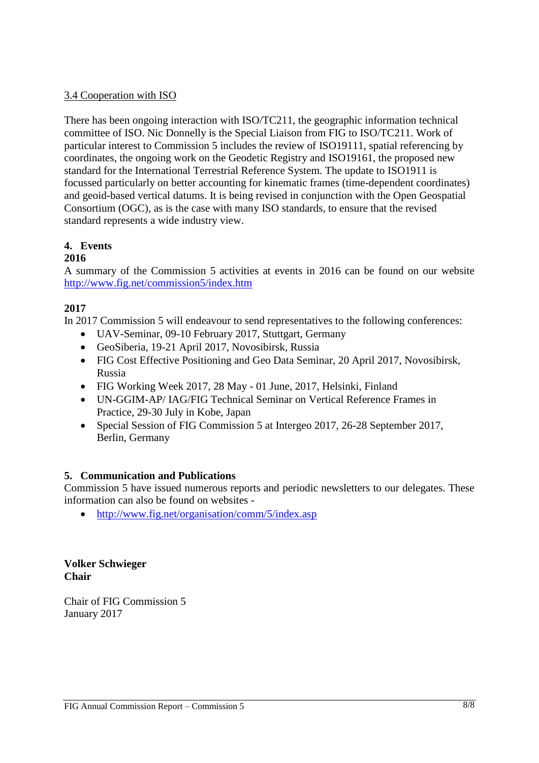3.4 Cooperation with ISO

There has been ongoing interaction with ISO/TC211, the geographic information technical committee of ISO. Nic Donnelly is the Special Liaison from FIG to ISO/TC211. Work of particular interest to Commission 5 includes the review of ISO19111, spatial referencing by coordinates, the ongoing work on the Geodetic Registry and ISO19161, the proposed new standard for the International Terrestrial Reference System. The update to ISO1911 is focussed particularly on better accounting for kinematic frames (time-dependent coordinates) and geoid-based vertical datums. It is being revised in conjunction with the Open Geospatial Consortium (OGC), as is the case with many ISO standards, to ensure that the revised standard represents a wide industry view.

## 4. Events

**2016**

A summary of the Commission 5 activities at events in 2016 can be found on our website http://www.fig.net/commission5/index.htm

**2017**

In 2017 Commission 5 will endeavour to send representatives to the following conferences:

- UAV-Seminar, 09-10 February 2017, Stuttgart, Germany
- GeoSiberia, 19-21 April 2017, Novosibirsk, Russia
- FIG Cost Effective Positioning and Geo Data Seminar, 20 April 2017, Novosibirsk, Russia
- FIG Working Week 2017, 28 May - 01 June, 2017, Helsinki, Finland
- UN-GGIM-AP/ IAG/FIG Technical Seminar on Vertical Reference Frames in Practice, 29-30 July in Kobe, Japan
- Special Session of FIG Commission 5 at Intergeo 2017, 26-28 September 2017, Berlin, Germany

## 5. Communication and Publications

Commission 5 have issued numerous reports and periodic newsletters to our delegates. These information can also be found on websites -

- http://www.fig.net/organisation/comm/5/index.asp

**Volker Schwieger**
**Chair**

Chair of FIG Commission 5
January 2017